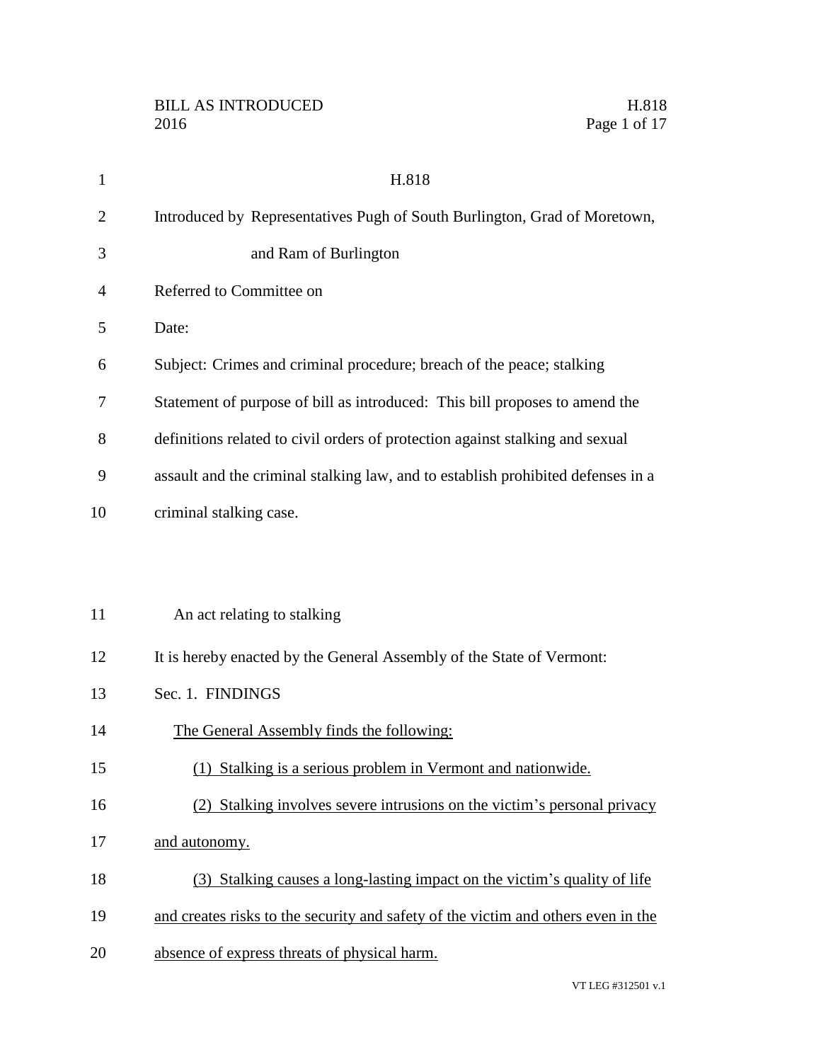# H.818

Introduced by Representatives Pugh of South Burlington, Grad of Moretown, and Ram of Burlington

Referred to Committee on

Date:

Subject: Crimes and criminal procedure; breach of the peace; stalking

Statement of purpose of bill as introduced: This bill proposes to amend the definitions related to civil orders of protection against stalking and sexual assault and the criminal stalking law, and to establish prohibited defenses in a criminal stalking case.

An act relating to stalking

It is hereby enacted by the General Assembly of the State of Vermont:

Sec. 1. FINDINGS

The General Assembly finds the following:

(1) Stalking is a serious problem in Vermont and nationwide.

(2) Stalking involves severe intrusions on the victim's personal privacy and autonomy.

(3) Stalking causes a long-lasting impact on the victim's quality of life and creates risks to the security and safety of the victim and others even in the absence of express threats of physical harm.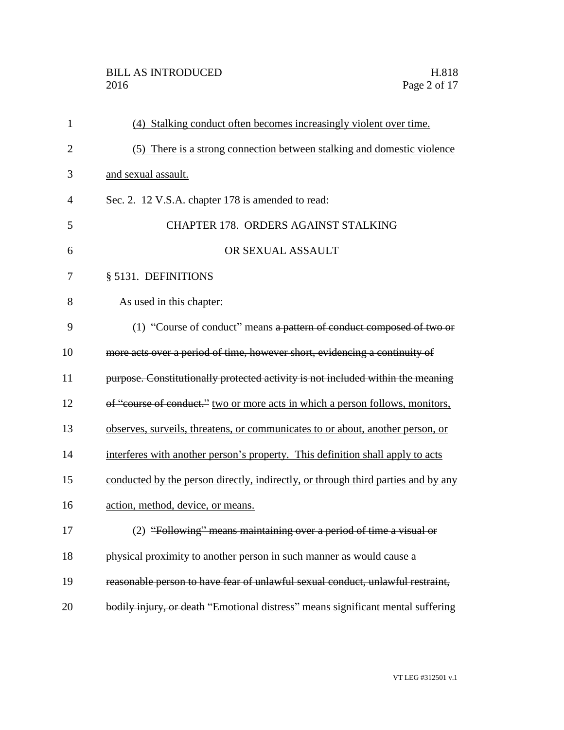(4) Stalking conduct often becomes increasingly violent over time.

(5) There is a strong connection between stalking and domestic violence and sexual assault.

Sec. 2. 12 V.S.A. chapter 178 is amended to read:

CHAPTER 178. ORDERS AGAINST STALKING OR SEXUAL ASSAULT

§ 5131. DEFINITIONS

As used in this chapter:

(1) "Course of conduct" means ~~a pattern of conduct composed of two or more acts over a period of time, however short, evidencing a continuity of purpose. Constitutionally protected activity is not included within the meaning of "course of conduct."~~ two or more acts in which a person follows, monitors, observes, surveils, threatens, or communicates to or about, another person, or interferes with another person's property. This definition shall apply to acts conducted by the person directly, indirectly, or through third parties and by any action, method, device, or means.

(2) ~~"Following" means maintaining over a period of time a visual or physical proximity to another person in such manner as would cause a reasonable person to have fear of unlawful sexual conduct, unlawful restraint, bodily injury, or death~~ "Emotional distress" means significant mental suffering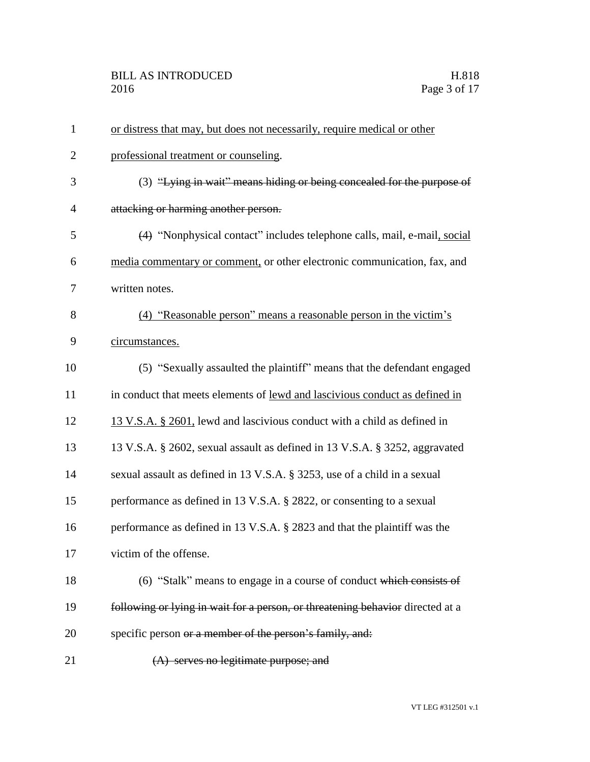or distress that may, but does not necessarily, require medical or other professional treatment or counseling.

(3) ~~"Lying in wait" means hiding or being concealed for the purpose of attacking or harming another person.~~

~~(4)~~ "Nonphysical contact" includes telephone calls, mail, e-mail, social media commentary or comment, or other electronic communication, fax, and written notes.

(4) "Reasonable person" means a reasonable person in the victim's circumstances.

(5) "Sexually assaulted the plaintiff" means that the defendant engaged in conduct that meets elements of lewd and lascivious conduct as defined in 13 V.S.A. § 2601, lewd and lascivious conduct with a child as defined in 13 V.S.A. § 2602, sexual assault as defined in 13 V.S.A. § 3252, aggravated sexual assault as defined in 13 V.S.A. § 3253, use of a child in a sexual performance as defined in 13 V.S.A. § 2822, or consenting to a sexual performance as defined in 13 V.S.A. § 2823 and that the plaintiff was the victim of the offense.

(6) "Stalk" means to engage in a course of conduct ~~which consists of following or lying in wait for a person, or threatening behavior~~ directed at a specific person ~~or a member of the person's family, and:~~

~~(A) serves no legitimate purpose; and~~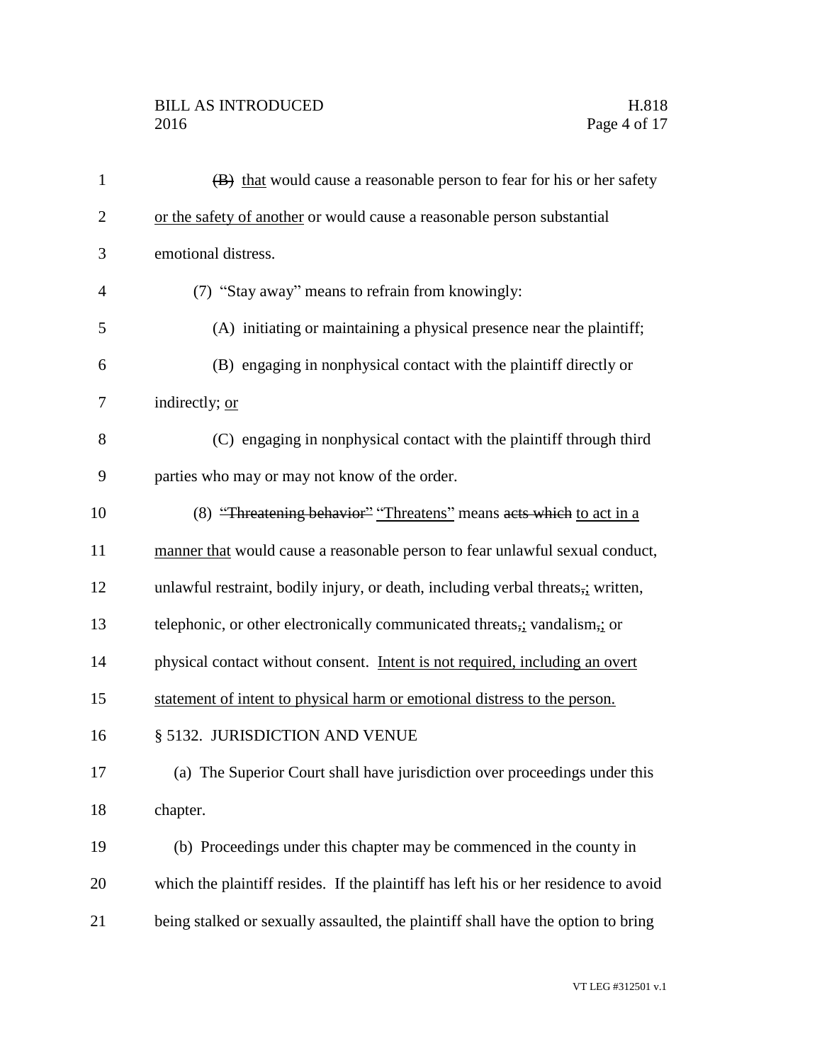~~(B)~~ that would cause a reasonable person to fear for his or her safety or the safety of another or would cause a reasonable person substantial emotional distress.

(7) "Stay away" means to refrain from knowingly:

(A) initiating or maintaining a physical presence near the plaintiff;

(B) engaging in nonphysical contact with the plaintiff directly or indirectly; or

(C) engaging in nonphysical contact with the plaintiff through third parties who may or may not know of the order.

(8) ~~"Threatening behavior"~~ "Threatens" means ~~acts which~~ to act in a manner that would cause a reasonable person to fear unlawful sexual conduct, unlawful restraint, bodily injury, or death, including verbal threats~~,~~; written, telephonic, or other electronically communicated threats~~,~~; vandalism~~,~~; or physical contact without consent. Intent is not required, including an overt statement of intent to physical harm or emotional distress to the person.

§ 5132. JURISDICTION AND VENUE

(a) The Superior Court shall have jurisdiction over proceedings under this chapter.

(b) Proceedings under this chapter may be commenced in the county in which the plaintiff resides. If the plaintiff has left his or her residence to avoid being stalked or sexually assaulted, the plaintiff shall have the option to bring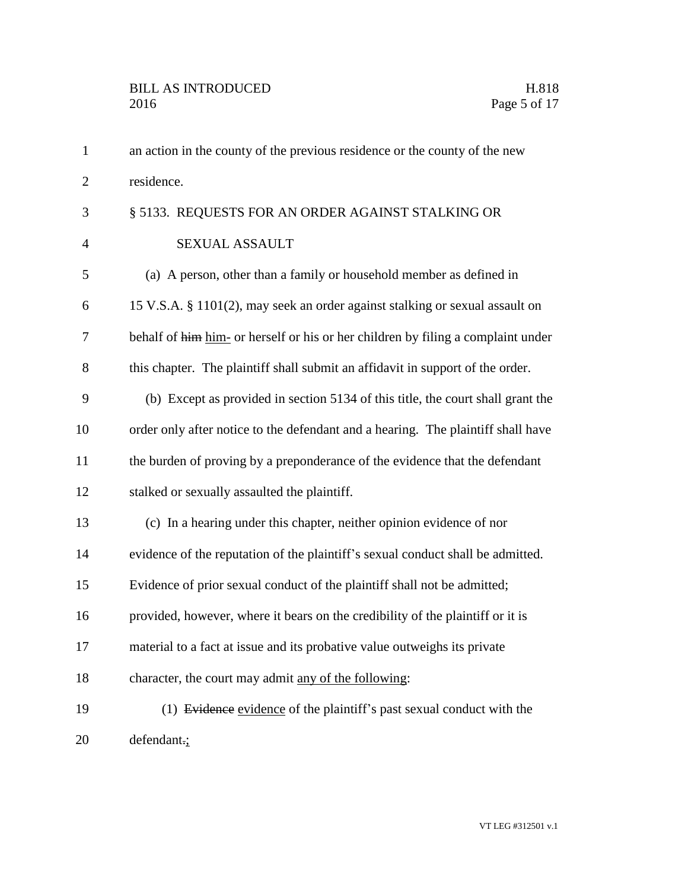an action in the county of the previous residence or the county of the new residence.

§ 5133. REQUESTS FOR AN ORDER AGAINST STALKING OR SEXUAL ASSAULT

(a) A person, other than a family or household member as defined in 15 V.S.A. § 1101(2), may seek an order against stalking or sexual assault on behalf of ~~him~~ <u>him-</u> or herself or his or her children by filing a complaint under this chapter. The plaintiff shall submit an affidavit in support of the order.

(b) Except as provided in section 5134 of this title, the court shall grant the order only after notice to the defendant and a hearing. The plaintiff shall have the burden of proving by a preponderance of the evidence that the defendant stalked or sexually assaulted the plaintiff.

(c) In a hearing under this chapter, neither opinion evidence of nor evidence of the reputation of the plaintiff's sexual conduct shall be admitted. Evidence of prior sexual conduct of the plaintiff shall not be admitted; provided, however, where it bears on the credibility of the plaintiff or it is material to a fact at issue and its probative value outweighs its private character, the court may admit <u>any of the following</u>:

(1) ~~Evidence~~ <u>evidence</u> of the plaintiff's past sexual conduct with the defendant~~.~~<u>;</u>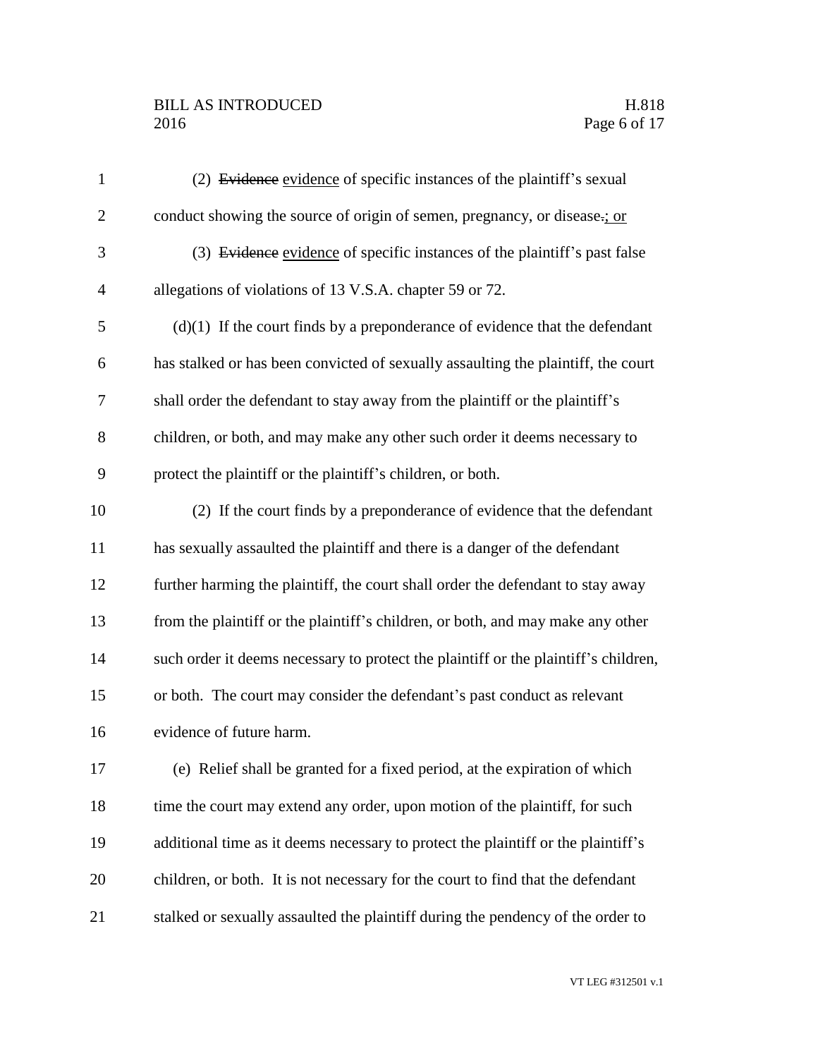(2) ~~Evidence~~ evidence of specific instances of the plaintiff's sexual conduct showing the source of origin of semen, pregnancy, or disease~~.~~; or

(3) ~~Evidence~~ evidence of specific instances of the plaintiff's past false allegations of violations of 13 V.S.A. chapter 59 or 72.

(d)(1) If the court finds by a preponderance of evidence that the defendant has stalked or has been convicted of sexually assaulting the plaintiff, the court shall order the defendant to stay away from the plaintiff or the plaintiff's children, or both, and may make any other such order it deems necessary to protect the plaintiff or the plaintiff's children, or both.

(2) If the court finds by a preponderance of evidence that the defendant has sexually assaulted the plaintiff and there is a danger of the defendant further harming the plaintiff, the court shall order the defendant to stay away from the plaintiff or the plaintiff's children, or both, and may make any other such order it deems necessary to protect the plaintiff or the plaintiff's children, or both. The court may consider the defendant's past conduct as relevant evidence of future harm.

(e) Relief shall be granted for a fixed period, at the expiration of which time the court may extend any order, upon motion of the plaintiff, for such additional time as it deems necessary to protect the plaintiff or the plaintiff's children, or both. It is not necessary for the court to find that the defendant stalked or sexually assaulted the plaintiff during the pendency of the order to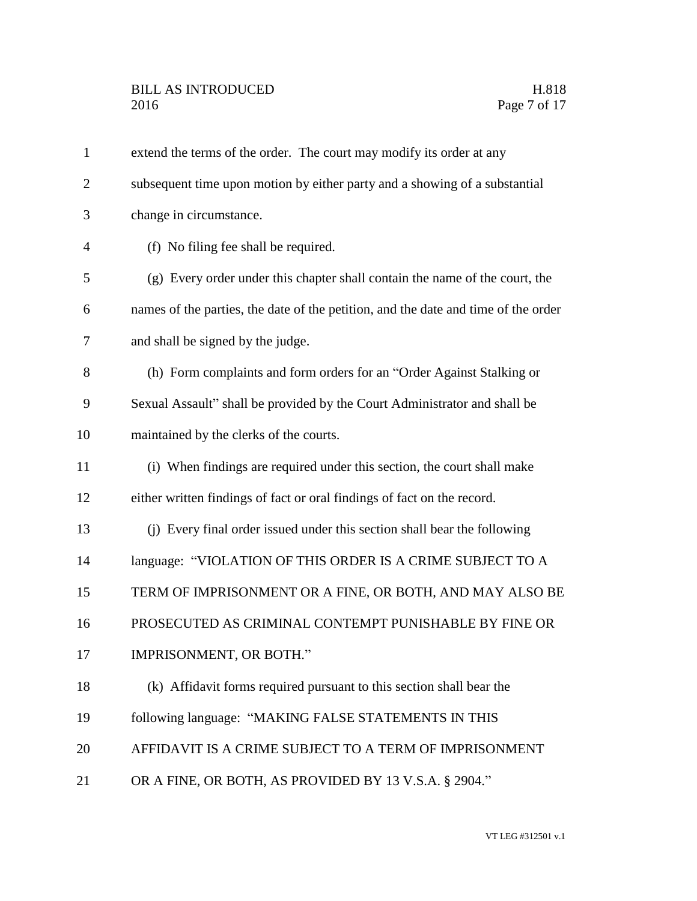extend the terms of the order. The court may modify its order at any subsequent time upon motion by either party and a showing of a substantial change in circumstance.

(f) No filing fee shall be required.

(g) Every order under this chapter shall contain the name of the court, the names of the parties, the date of the petition, and the date and time of the order and shall be signed by the judge.

(h) Form complaints and form orders for an "Order Against Stalking or Sexual Assault" shall be provided by the Court Administrator and shall be maintained by the clerks of the courts.

(i) When findings are required under this section, the court shall make either written findings of fact or oral findings of fact on the record.

(j) Every final order issued under this section shall bear the following language: "VIOLATION OF THIS ORDER IS A CRIME SUBJECT TO A TERM OF IMPRISONMENT OR A FINE, OR BOTH, AND MAY ALSO BE PROSECUTED AS CRIMINAL CONTEMPT PUNISHABLE BY FINE OR IMPRISONMENT, OR BOTH."

(k) Affidavit forms required pursuant to this section shall bear the following language: "MAKING FALSE STATEMENTS IN THIS AFFIDAVIT IS A CRIME SUBJECT TO A TERM OF IMPRISONMENT OR A FINE, OR BOTH, AS PROVIDED BY 13 V.S.A. § 2904."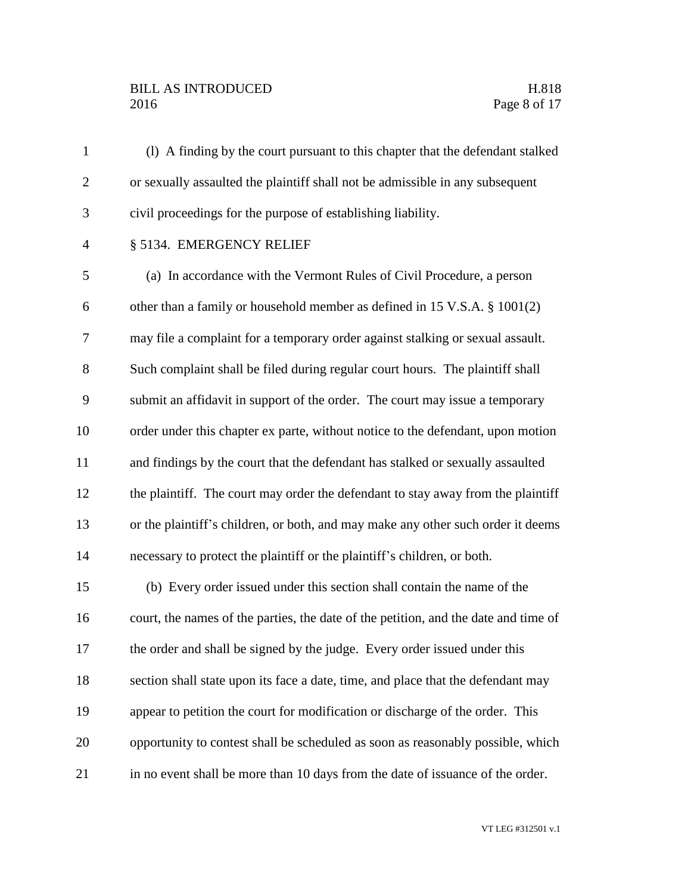(l) A finding by the court pursuant to this chapter that the defendant stalked or sexually assaulted the plaintiff shall not be admissible in any subsequent civil proceedings for the purpose of establishing liability.

§ 5134. EMERGENCY RELIEF

(a) In accordance with the Vermont Rules of Civil Procedure, a person other than a family or household member as defined in 15 V.S.A. § 1001(2) may file a complaint for a temporary order against stalking or sexual assault. Such complaint shall be filed during regular court hours. The plaintiff shall submit an affidavit in support of the order. The court may issue a temporary order under this chapter ex parte, without notice to the defendant, upon motion and findings by the court that the defendant has stalked or sexually assaulted the plaintiff. The court may order the defendant to stay away from the plaintiff or the plaintiff's children, or both, and may make any other such order it deems necessary to protect the plaintiff or the plaintiff's children, or both.

(b) Every order issued under this section shall contain the name of the court, the names of the parties, the date of the petition, and the date and time of the order and shall be signed by the judge. Every order issued under this section shall state upon its face a date, time, and place that the defendant may appear to petition the court for modification or discharge of the order. This opportunity to contest shall be scheduled as soon as reasonably possible, which in no event shall be more than 10 days from the date of issuance of the order.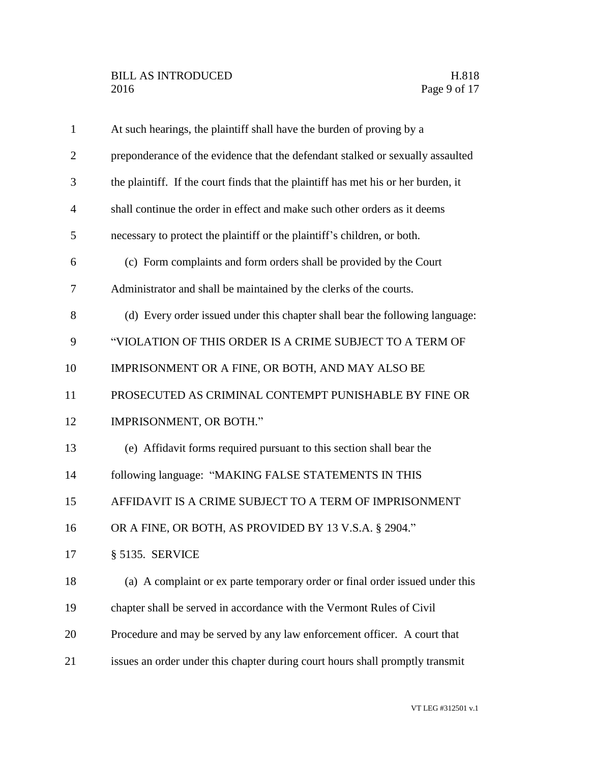At such hearings, the plaintiff shall have the burden of proving by a preponderance of the evidence that the defendant stalked or sexually assaulted the plaintiff. If the court finds that the plaintiff has met his or her burden, it shall continue the order in effect and make such other orders as it deems necessary to protect the plaintiff or the plaintiff's children, or both.

(c) Form complaints and form orders shall be provided by the Court Administrator and shall be maintained by the clerks of the courts.

(d) Every order issued under this chapter shall bear the following language: "VIOLATION OF THIS ORDER IS A CRIME SUBJECT TO A TERM OF IMPRISONMENT OR A FINE, OR BOTH, AND MAY ALSO BE PROSECUTED AS CRIMINAL CONTEMPT PUNISHABLE BY FINE OR IMPRISONMENT, OR BOTH."

(e) Affidavit forms required pursuant to this section shall bear the following language: "MAKING FALSE STATEMENTS IN THIS AFFIDAVIT IS A CRIME SUBJECT TO A TERM OF IMPRISONMENT OR A FINE, OR BOTH, AS PROVIDED BY 13 V.S.A. § 2904."

§ 5135. SERVICE

(a) A complaint or ex parte temporary order or final order issued under this chapter shall be served in accordance with the Vermont Rules of Civil Procedure and may be served by any law enforcement officer. A court that issues an order under this chapter during court hours shall promptly transmit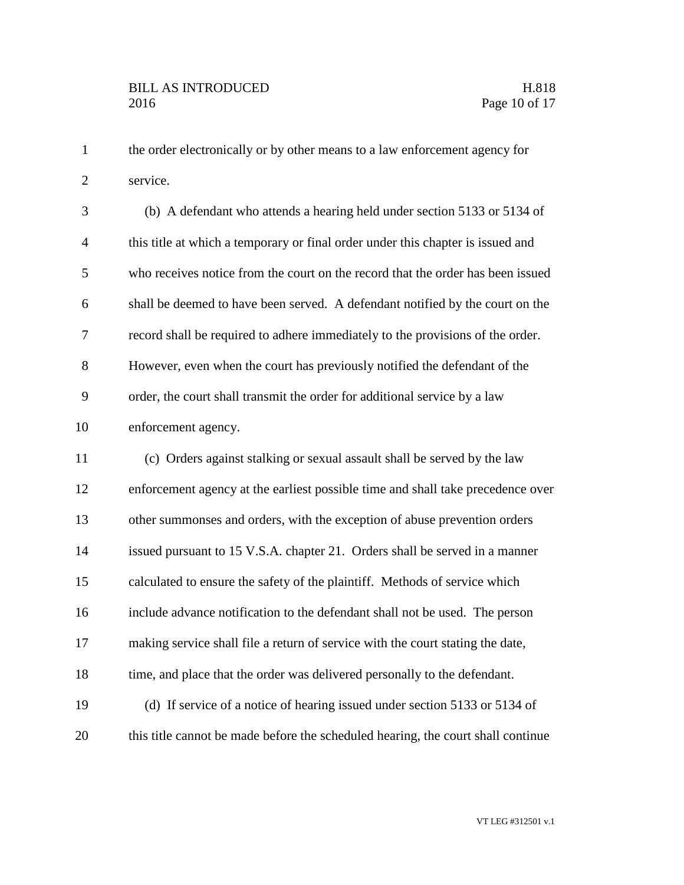the order electronically or by other means to a law enforcement agency for service.

(b) A defendant who attends a hearing held under section 5133 or 5134 of this title at which a temporary or final order under this chapter is issued and who receives notice from the court on the record that the order has been issued shall be deemed to have been served. A defendant notified by the court on the record shall be required to adhere immediately to the provisions of the order. However, even when the court has previously notified the defendant of the order, the court shall transmit the order for additional service by a law enforcement agency.

(c) Orders against stalking or sexual assault shall be served by the law enforcement agency at the earliest possible time and shall take precedence over other summonses and orders, with the exception of abuse prevention orders issued pursuant to 15 V.S.A. chapter 21. Orders shall be served in a manner calculated to ensure the safety of the plaintiff. Methods of service which include advance notification to the defendant shall not be used. The person making service shall file a return of service with the court stating the date, time, and place that the order was delivered personally to the defendant.

(d) If service of a notice of hearing issued under section 5133 or 5134 of this title cannot be made before the scheduled hearing, the court shall continue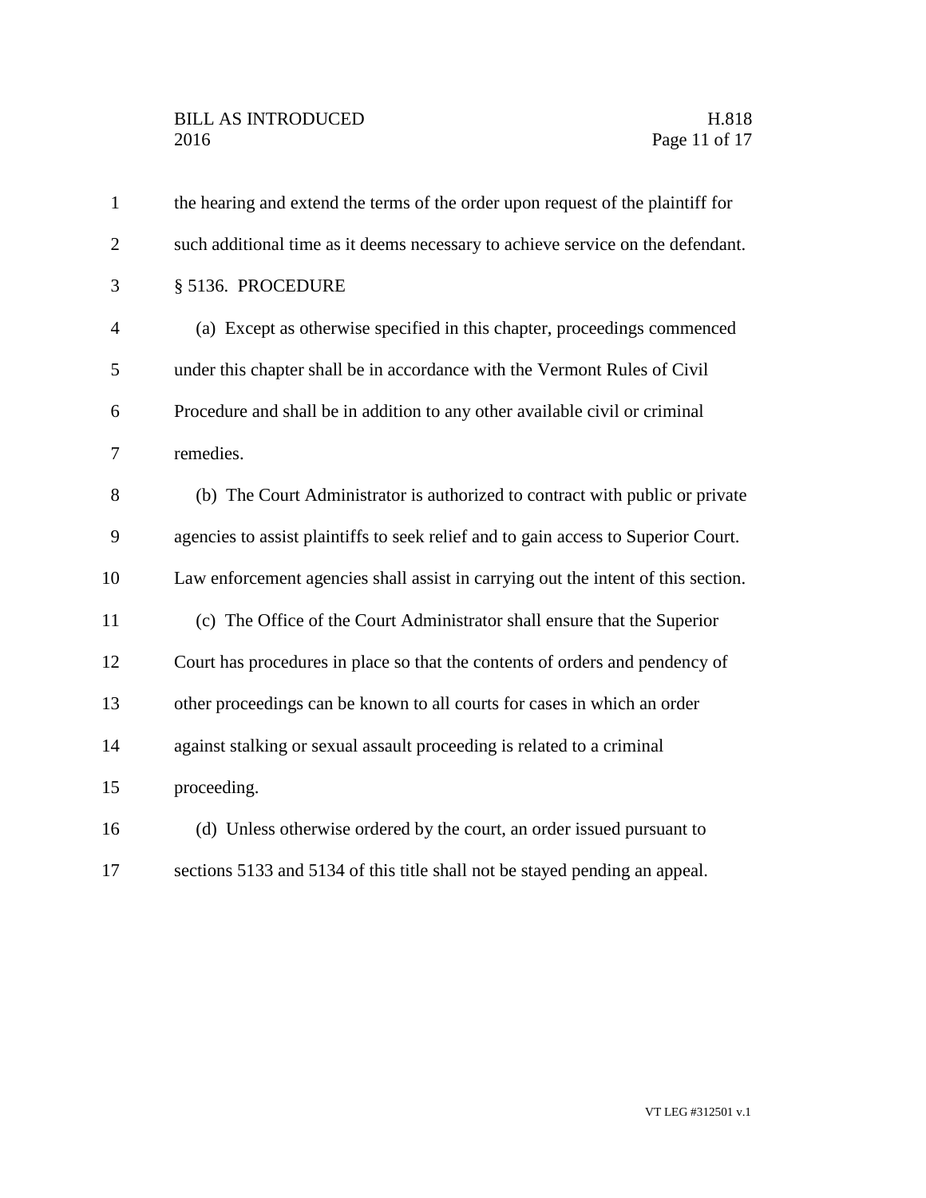the hearing and extend the terms of the order upon request of the plaintiff for such additional time as it deems necessary to achieve service on the defendant.

§ 5136. PROCEDURE

(a) Except as otherwise specified in this chapter, proceedings commenced under this chapter shall be in accordance with the Vermont Rules of Civil Procedure and shall be in addition to any other available civil or criminal remedies.

(b) The Court Administrator is authorized to contract with public or private agencies to assist plaintiffs to seek relief and to gain access to Superior Court. Law enforcement agencies shall assist in carrying out the intent of this section.

(c) The Office of the Court Administrator shall ensure that the Superior Court has procedures in place so that the contents of orders and pendency of other proceedings can be known to all courts for cases in which an order against stalking or sexual assault proceeding is related to a criminal proceeding.

(d) Unless otherwise ordered by the court, an order issued pursuant to sections 5133 and 5134 of this title shall not be stayed pending an appeal.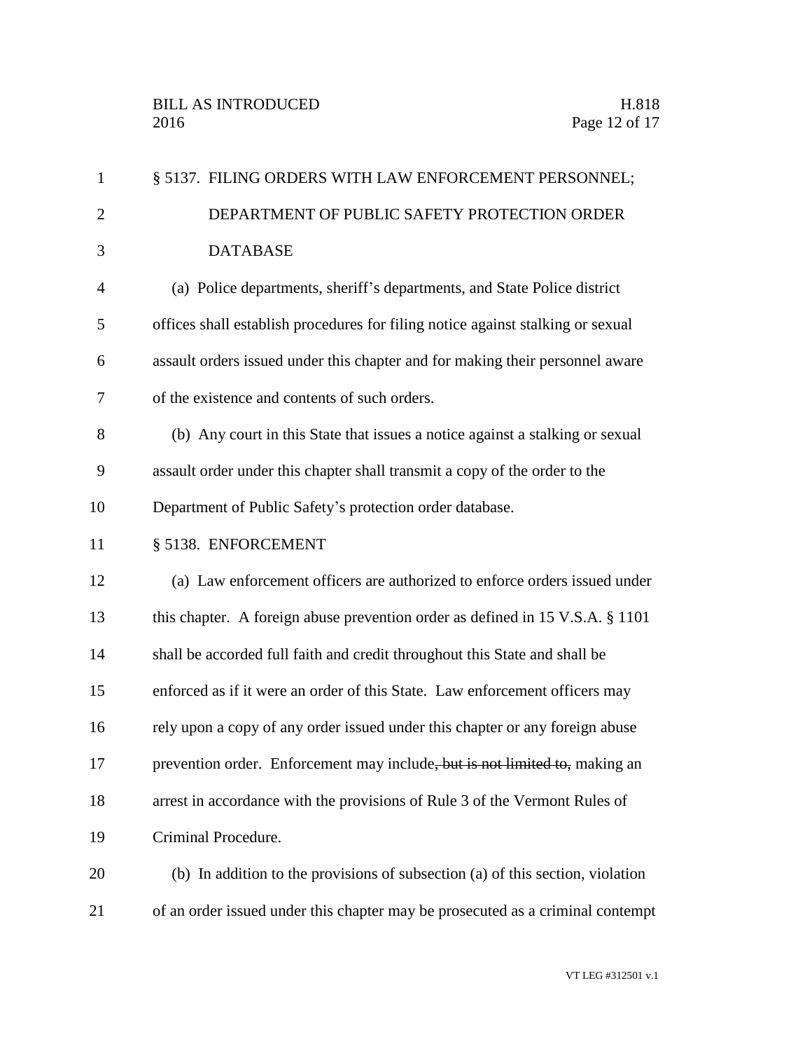§ 5137. FILING ORDERS WITH LAW ENFORCEMENT PERSONNEL; DEPARTMENT OF PUBLIC SAFETY PROTECTION ORDER DATABASE

(a) Police departments, sheriff's departments, and State Police district offices shall establish procedures for filing notice against stalking or sexual assault orders issued under this chapter and for making their personnel aware of the existence and contents of such orders.

(b) Any court in this State that issues a notice against a stalking or sexual assault order under this chapter shall transmit a copy of the order to the Department of Public Safety's protection order database.

§ 5138. ENFORCEMENT

(a) Law enforcement officers are authorized to enforce orders issued under this chapter. A foreign abuse prevention order as defined in 15 V.S.A. § 1101 shall be accorded full faith and credit throughout this State and shall be enforced as if it were an order of this State. Law enforcement officers may rely upon a copy of any order issued under this chapter or any foreign abuse prevention order. Enforcement may include~~, but is not limited to,~~ making an arrest in accordance with the provisions of Rule 3 of the Vermont Rules of Criminal Procedure.

(b) In addition to the provisions of subsection (a) of this section, violation of an order issued under this chapter may be prosecuted as a criminal contempt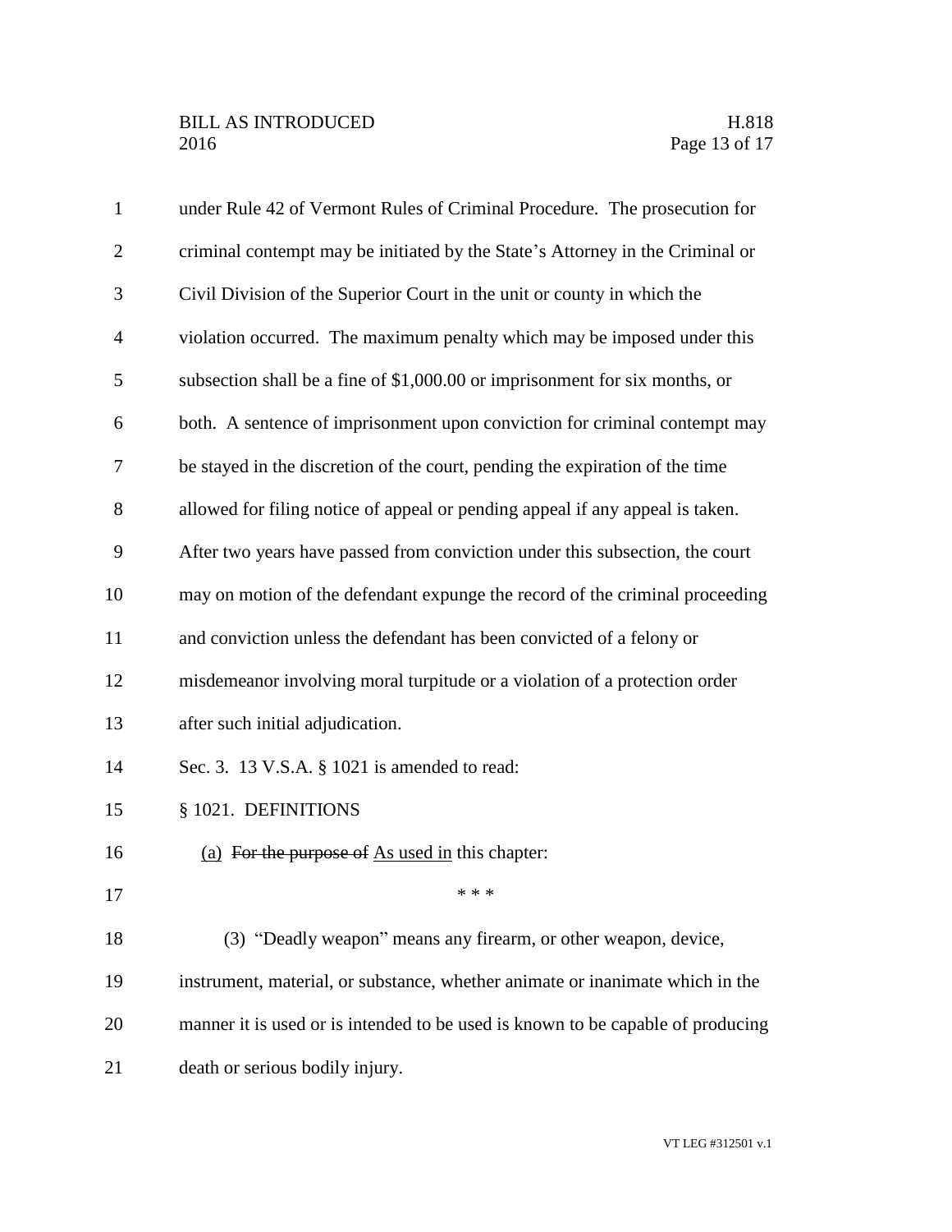under Rule 42 of Vermont Rules of Criminal Procedure. The prosecution for criminal contempt may be initiated by the State's Attorney in the Criminal or Civil Division of the Superior Court in the unit or county in which the violation occurred. The maximum penalty which may be imposed under this subsection shall be a fine of $1,000.00 or imprisonment for six months, or both. A sentence of imprisonment upon conviction for criminal contempt may be stayed in the discretion of the court, pending the expiration of the time allowed for filing notice of appeal or pending appeal if any appeal is taken. After two years have passed from conviction under this subsection, the court may on motion of the defendant expunge the record of the criminal proceeding and conviction unless the defendant has been convicted of a felony or misdemeanor involving moral turpitude or a violation of a protection order after such initial adjudication.

Sec. 3. 13 V.S.A. § 1021 is amended to read:

§ 1021. DEFINITIONS

<u>(a)</u> ~~For the purpose of~~ <u>As used in</u> this chapter:

\* \* \*

(3) "Deadly weapon" means any firearm, or other weapon, device, instrument, material, or substance, whether animate or inanimate which in the manner it is used or is intended to be used is known to be capable of producing death or serious bodily injury.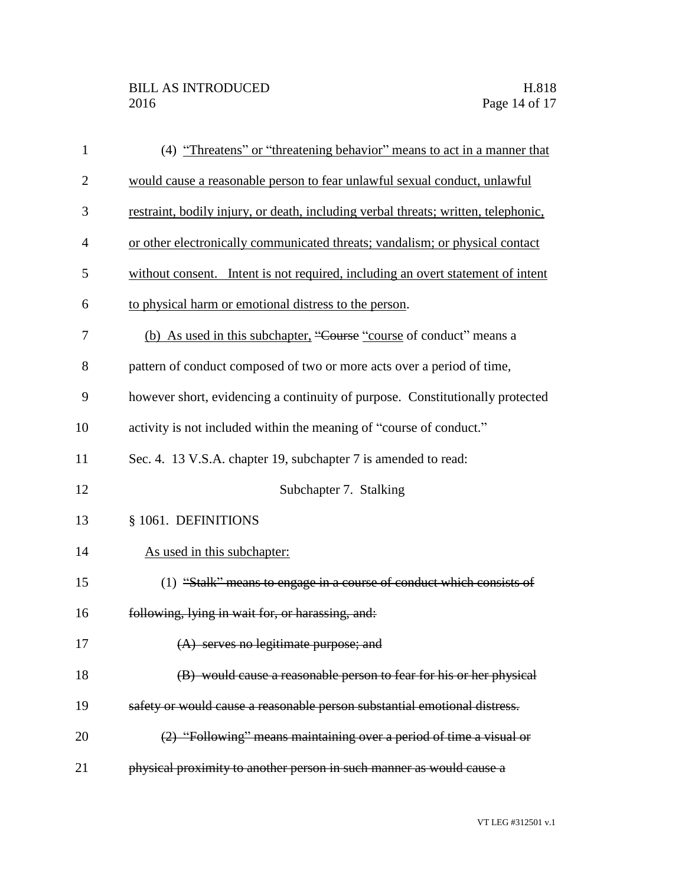(4) <u>"Threatens" or "threatening behavior" means to act in a manner that would cause a reasonable person to fear unlawful sexual conduct, unlawful restraint, bodily injury, or death, including verbal threats; written, telephonic, or other electronically communicated threats; vandalism; or physical contact without consent. Intent is not required, including an overt statement of intent to physical harm or emotional distress to the person</u>.

<u>(b) As used in this subchapter,</u> ~~"Course~~ <u>"course</u> of conduct" means a pattern of conduct composed of two or more acts over a period of time, however short, evidencing a continuity of purpose. Constitutionally protected activity is not included within the meaning of "course of conduct."

Sec. 4. 13 V.S.A. chapter 19, subchapter 7 is amended to read:

Subchapter 7. Stalking

§ 1061. DEFINITIONS

<u>As used in this subchapter:</u>

(1) ~~"Stalk" means to engage in a course of conduct which consists of following, lying in wait for, or harassing, and:~~

~~(A) serves no legitimate purpose; and~~

~~(B) would cause a reasonable person to fear for his or her physical safety or would cause a reasonable person substantial emotional distress.~~

~~(2) "Following" means maintaining over a period of time a visual or physical proximity to another person in such manner as would cause a~~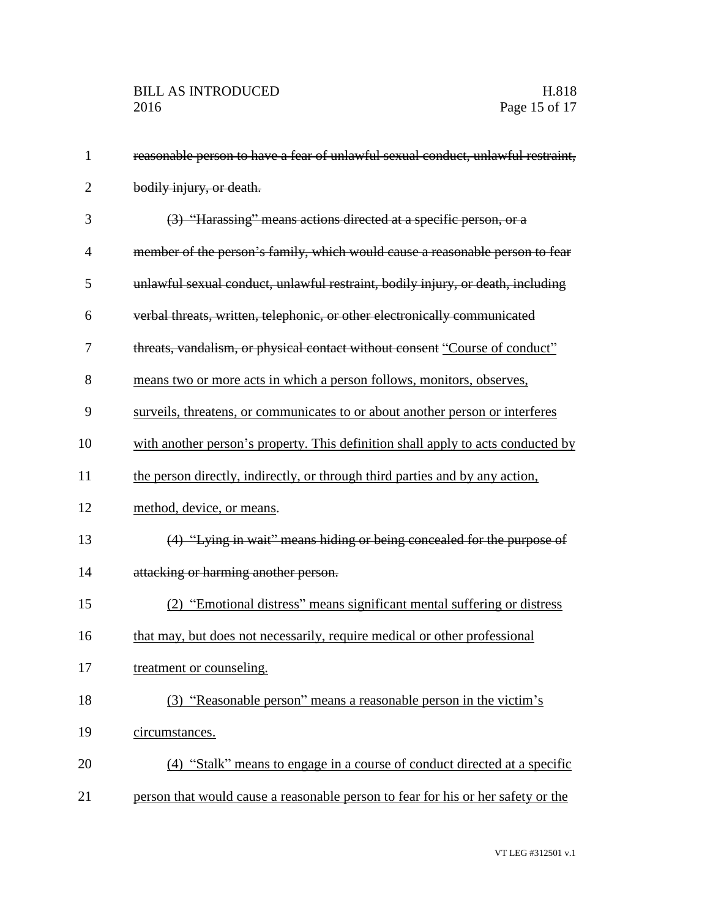~~reasonable person to have a fear of unlawful sexual conduct, unlawful restraint, bodily injury, or death.~~

~~(3) "Harassing" means actions directed at a specific person, or a member of the person's family, which would cause a reasonable person to fear unlawful sexual conduct, unlawful restraint, bodily injury, or death, including verbal threats, written, telephonic, or other electronically communicated threats, vandalism, or physical contact without consent~~ <u>"Course of conduct" means two or more acts in which a person follows, monitors, observes, surveils, threatens, or communicates to or about another person or interferes with another person's property. This definition shall apply to acts conducted by the person directly, indirectly, or through third parties and by any action, method, device, or means</u>.

~~(4) "Lying in wait" means hiding or being concealed for the purpose of attacking or harming another person.~~

<u>(2) "Emotional distress" means significant mental suffering or distress that may, but does not necessarily, require medical or other professional treatment or counseling.</u>

<u>(3) "Reasonable person" means a reasonable person in the victim's circumstances.</u>

<u>(4) "Stalk" means to engage in a course of conduct directed at a specific person that would cause a reasonable person to fear for his or her safety or the</u>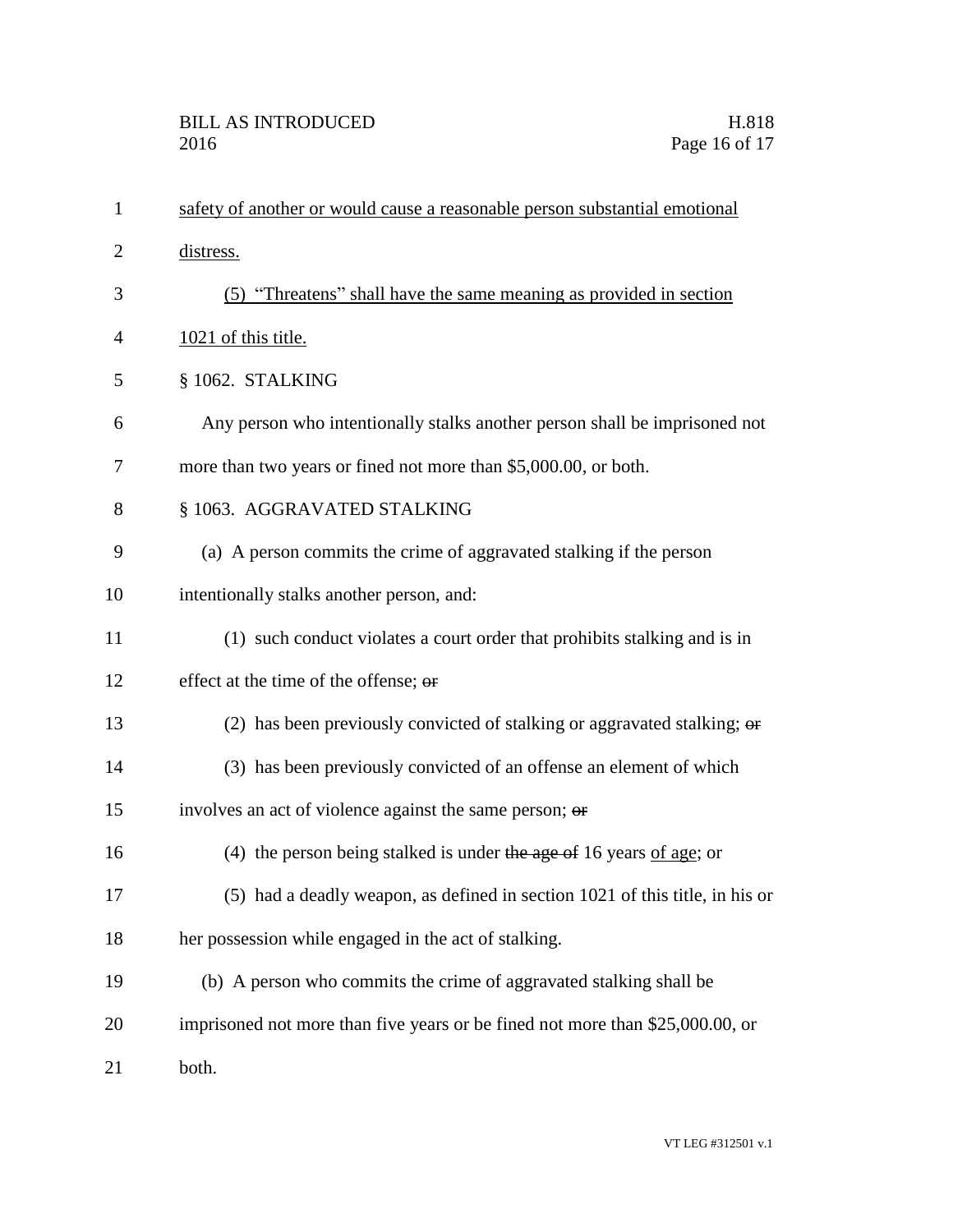safety of another or would cause a reasonable person substantial emotional distress.

(5) "Threatens" shall have the same meaning as provided in section 1021 of this title.

§ 1062. STALKING

Any person who intentionally stalks another person shall be imprisoned not more than two years or fined not more than $5,000.00, or both.

§ 1063. AGGRAVATED STALKING

(a) A person commits the crime of aggravated stalking if the person intentionally stalks another person, and:

(1) such conduct violates a court order that prohibits stalking and is in effect at the time of the offense; ~~or~~

(2) has been previously convicted of stalking or aggravated stalking; ~~or~~

(3) has been previously convicted of an offense an element of which involves an act of violence against the same person; ~~or~~

(4) the person being stalked is under ~~the age of~~ 16 years of age; or

(5) had a deadly weapon, as defined in section 1021 of this title, in his or her possession while engaged in the act of stalking.

(b) A person who commits the crime of aggravated stalking shall be imprisoned not more than five years or be fined not more than $25,000.00, or both.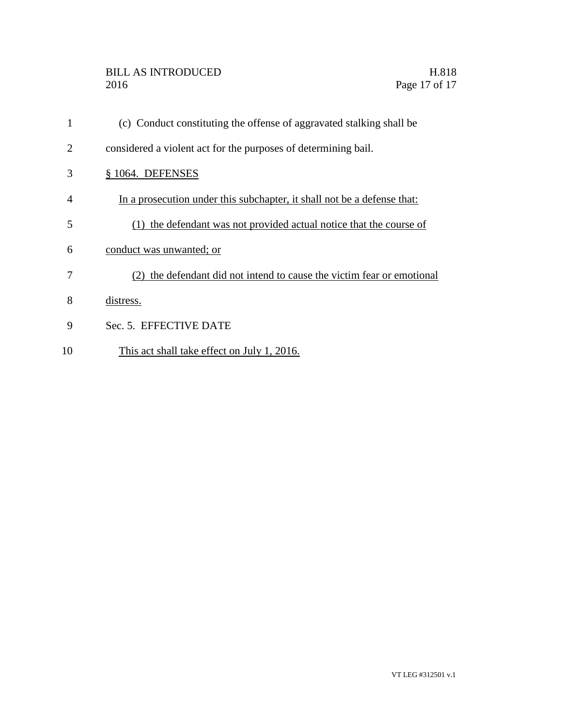(c) Conduct constituting the offense of aggravated stalking shall be considered a violent act for the purposes of determining bail.

§ 1064. DEFENSES

In a prosecution under this subchapter, it shall not be a defense that:

(1) the defendant was not provided actual notice that the course of conduct was unwanted; or

(2) the defendant did not intend to cause the victim fear or emotional distress.

Sec. 5. EFFECTIVE DATE

This act shall take effect on July 1, 2016.